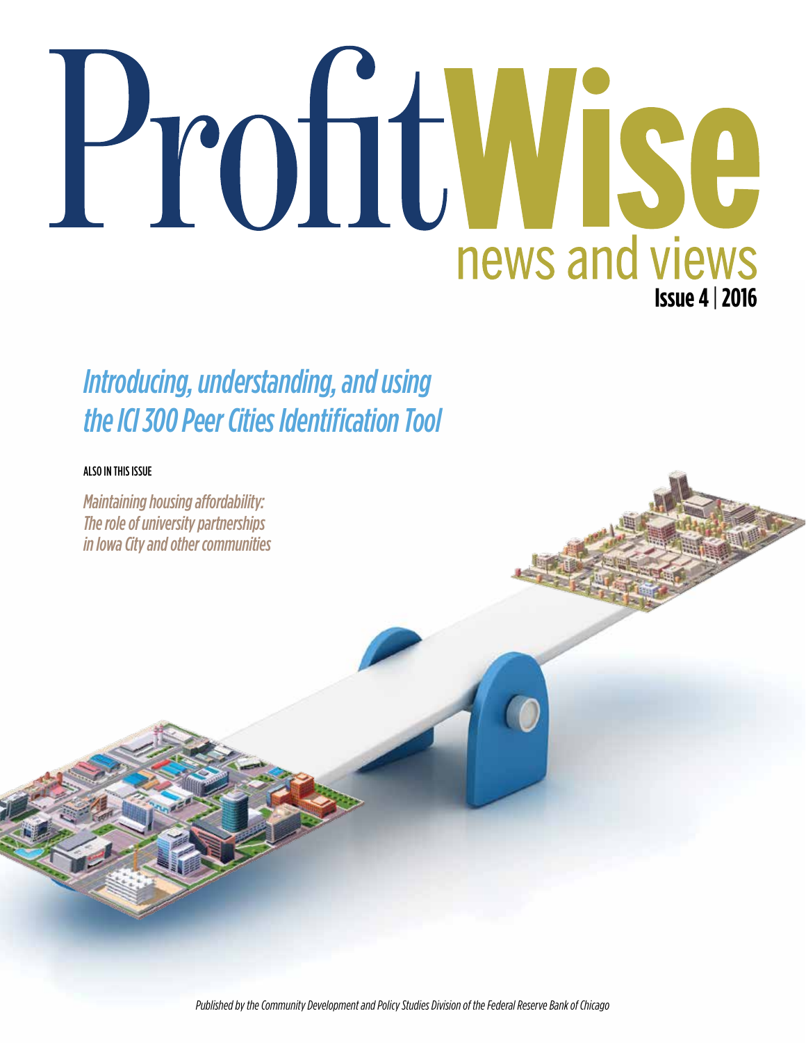# ProfitWise

news and views

**Issue 4 | 2016**

## *Introducing, understanding, and using the ICI 300 Peer Cities Identification Tool*

ALSO IN THIS ISSUE

*Maintaining housing affordability: The role of university partnerships in Iowa City and other communities*

*Published by the Community Development and Policy Studies Division of the Federal Reserve Bank of Chicago*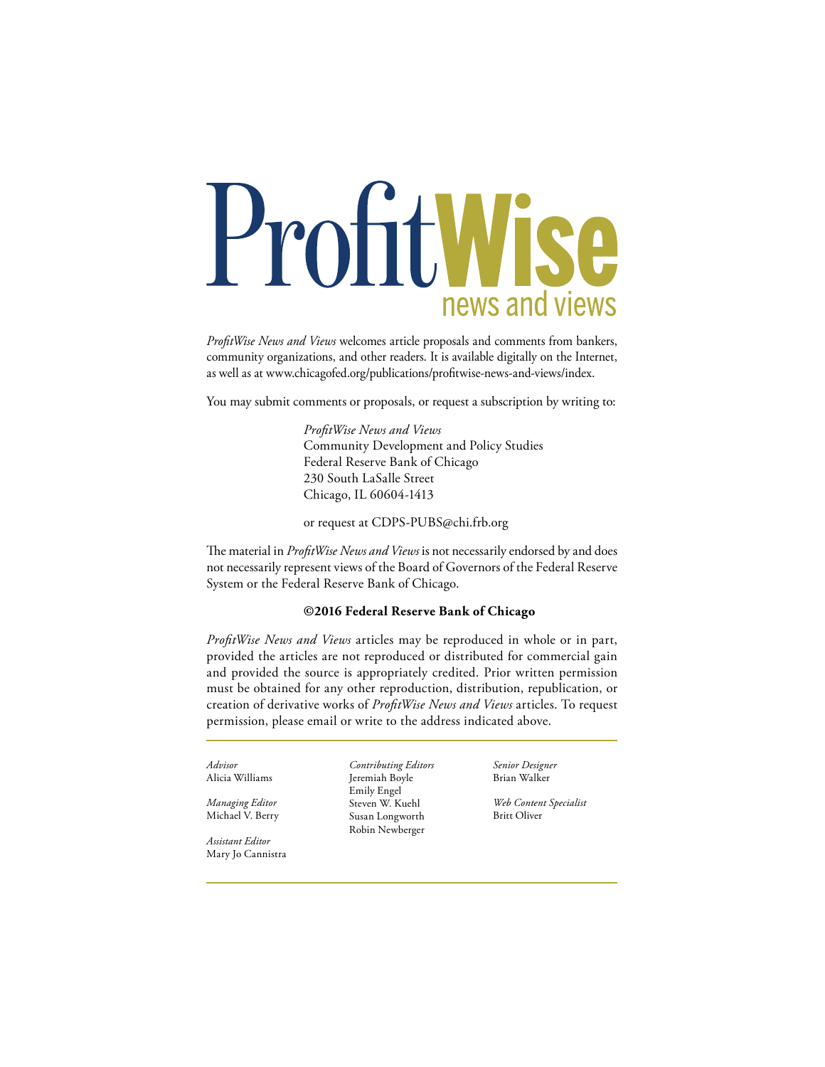# ProfitWise news and views

*ProfitWise News and Views* welcomes article proposals and comments from bankers, community organizations, and other readers. It is available digitally on the Internet, as well as at www.chicagofed.org/publications/profitwise-news-and-views/index.

You may submit comments or proposals, or request a subscription by writing to:

> *ProfitWise News and Views*
> Community Development and Policy Studies
> Federal Reserve Bank of Chicago
> 230 South LaSalle Street
> Chicago, IL 60604-1413
>
> or request at CDPS-PUBS@chi.frb.org

The material in *ProfitWise News and Views* is not necessarily endorsed by and does not necessarily represent views of the Board of Governors of the Federal Reserve System or the Federal Reserve Bank of Chicago.

**©2016 Federal Reserve Bank of Chicago**

*ProfitWise News and Views* articles may be reproduced in whole or in part, provided the articles are not reproduced or distributed for commercial gain and provided the source is appropriately credited. Prior written permission must be obtained for any other reproduction, distribution, republication, or creation of derivative works of *ProfitWise News and Views* articles. To request permission, please email or write to the address indicated above.

---

*Advisor*
Alicia Williams

*Managing Editor*
Michael V. Berry

*Assistant Editor*
Mary Jo Cannistra

*Contributing Editors*
Jeremiah Boyle
Emily Engel
Steven W. Kuehl
Susan Longworth
Robin Newberger

*Senior Designer*
Brian Walker

*Web Content Specialist*
Britt Oliver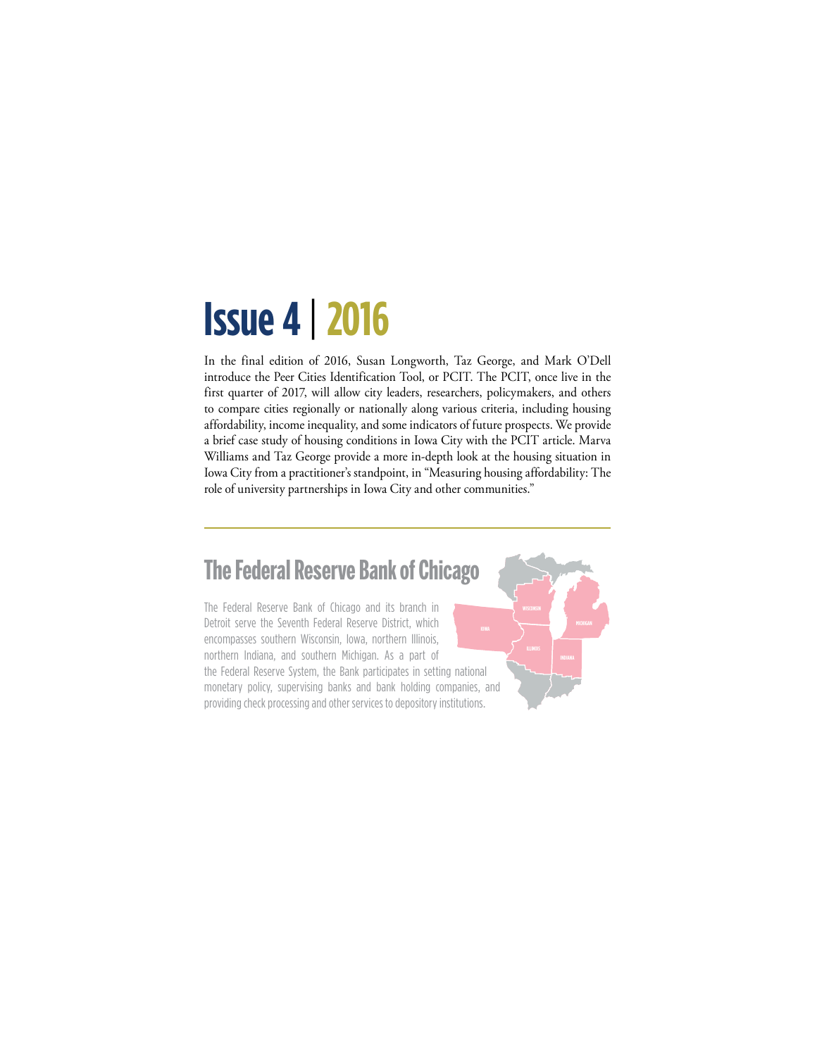# Issue 4 | 2016

In the final edition of 2016, Susan Longworth, Taz George, and Mark O'Dell introduce the Peer Cities Identification Tool, or PCIT. The PCIT, once live in the first quarter of 2017, will allow city leaders, researchers, policymakers, and others to compare cities regionally or nationally along various criteria, including housing affordability, income inequality, and some indicators of future prospects. We provide a brief case study of housing conditions in Iowa City with the PCIT article. Marva Williams and Taz George provide a more in-depth look at the housing situation in Iowa City from a practitioner's standpoint, in "Measuring housing affordability: The role of university partnerships in Iowa City and other communities."

---

## The Federal Reserve Bank of Chicago

The Federal Reserve Bank of Chicago and its branch in Detroit serve the Seventh Federal Reserve District, which encompasses southern Wisconsin, Iowa, northern Illinois, northern Indiana, and southern Michigan. As a part of the Federal Reserve System, the Bank participates in setting national monetary policy, supervising banks and bank holding companies, and providing check processing and other services to depository institutions.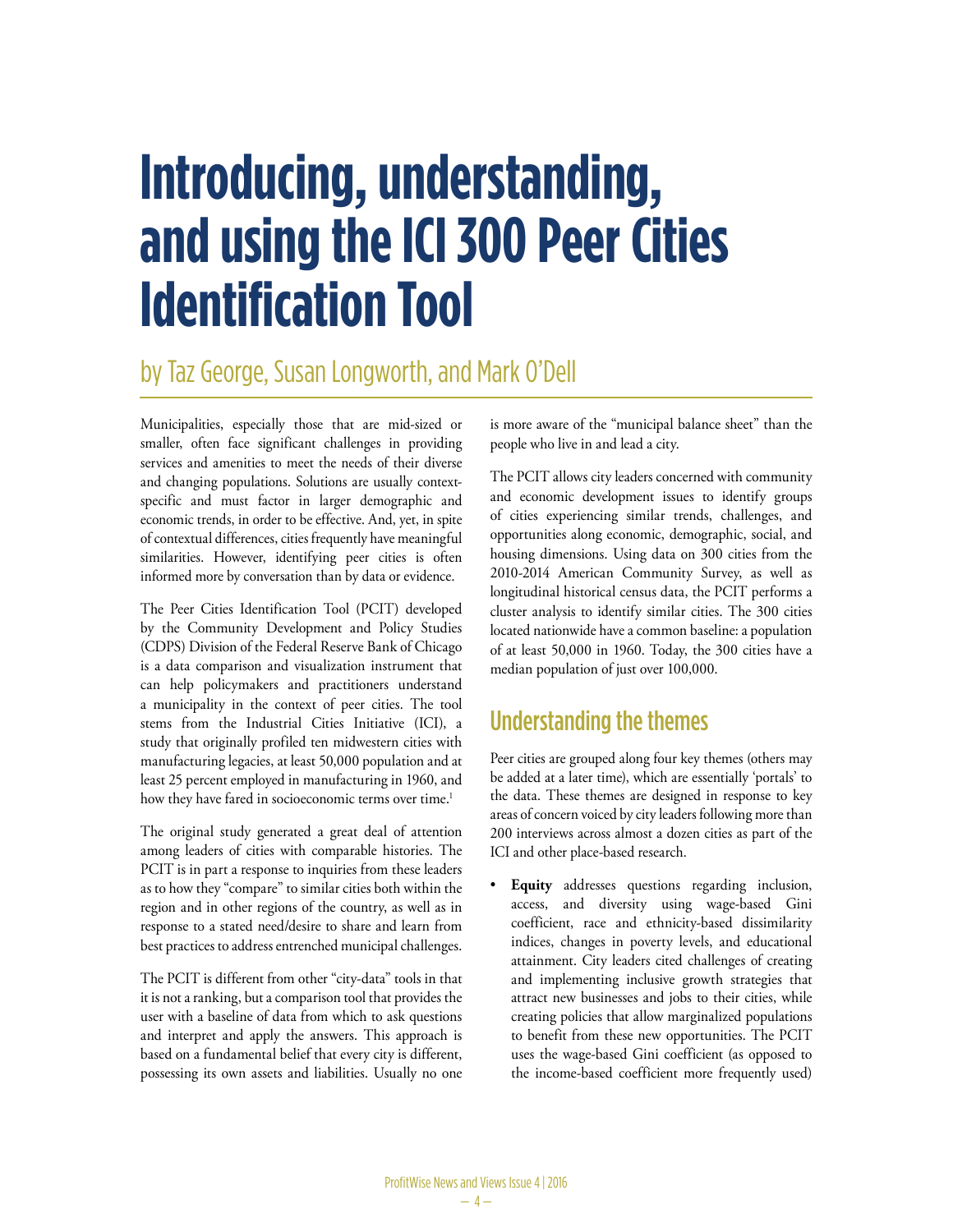# Introducing, understanding, and using the ICI 300 Peer Cities Identification Tool

## by Taz George, Susan Longworth, and Mark O'Dell

Municipalities, especially those that are mid-sized or smaller, often face significant challenges in providing services and amenities to meet the needs of their diverse and changing populations. Solutions are usually context-specific and must factor in larger demographic and economic trends, in order to be effective. And, yet, in spite of contextual differences, cities frequently have meaningful similarities. However, identifying peer cities is often informed more by conversation than by data or evidence.

The Peer Cities Identification Tool (PCIT) developed by the Community Development and Policy Studies (CDPS) Division of the Federal Reserve Bank of Chicago is a data comparison and visualization instrument that can help policymakers and practitioners understand a municipality in the context of peer cities. The tool stems from the Industrial Cities Initiative (ICI), a study that originally profiled ten midwestern cities with manufacturing legacies, at least 50,000 population and at least 25 percent employed in manufacturing in 1960, and how they have fared in socioeconomic terms over time.[1]

The original study generated a great deal of attention among leaders of cities with comparable histories. The PCIT is in part a response to inquiries from these leaders as to how they "compare" to similar cities both within the region and in other regions of the country, as well as in response to a stated need/desire to share and learn from best practices to address entrenched municipal challenges.

The PCIT is different from other "city-data" tools in that it is not a ranking, but a comparison tool that provides the user with a baseline of data from which to ask questions and interpret and apply the answers. This approach is based on a fundamental belief that every city is different, possessing its own assets and liabilities. Usually no one is more aware of the "municipal balance sheet" than the people who live in and lead a city.

The PCIT allows city leaders concerned with community and economic development issues to identify groups of cities experiencing similar trends, challenges, and opportunities along economic, demographic, social, and housing dimensions. Using data on 300 cities from the 2010-2014 American Community Survey, as well as longitudinal historical census data, the PCIT performs a cluster analysis to identify similar cities. The 300 cities located nationwide have a common baseline: a population of at least 50,000 in 1960. Today, the 300 cities have a median population of just over 100,000.

## Understanding the themes

Peer cities are grouped along four key themes (others may be added at a later time), which are essentially 'portals' to the data. These themes are designed in response to key areas of concern voiced by city leaders following more than 200 interviews across almost a dozen cities as part of the ICI and other place-based research.

- **Equity** addresses questions regarding inclusion, access, and diversity using wage-based Gini coefficient, race and ethnicity-based dissimilarity indices, changes in poverty levels, and educational attainment. City leaders cited challenges of creating and implementing inclusive growth strategies that attract new businesses and jobs to their cities, while creating policies that allow marginalized populations to benefit from these new opportunities. The PCIT uses the wage-based Gini coefficient (as opposed to the income-based coefficient more frequently used)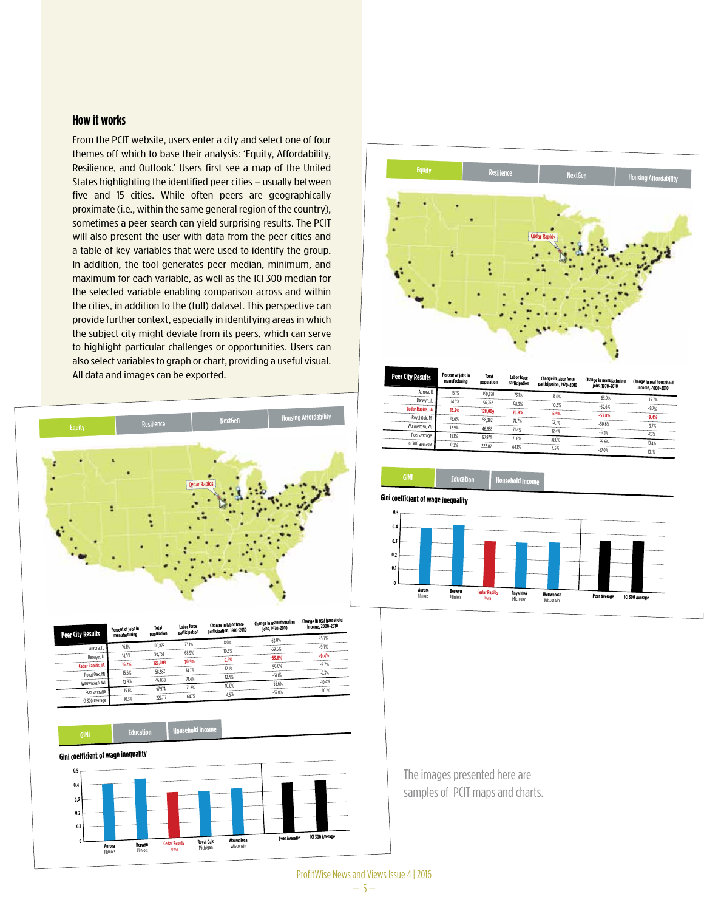## How it works

From the PCIT website, users enter a city and select one of four themes off which to base their analysis: 'Equity, Affordability, Resilience, and Outlook.' Users first see a map of the United States highlighting the identified peer cities – usually between five and 15 cities. While often peers are geographically proximate (i.e., within the same general region of the country), sometimes a peer search can yield surprising results. The PCIT will also present the user with data from the peer cities and a table of key variables that were used to identify the group. In addition, the tool generates peer median, minimum, and maximum for each variable, as well as the ICI 300 median for the selected variable enabling comparison across and within the cities, in addition to the (full) dataset. This perspective can provide further context, especially in identifying areas in which the subject city might deviate from its peers, which can serve to highlight particular challenges or opportunities. Users can also select variables to graph or chart, providing a useful visual. All data and images can be exported.

Equity | Resilience | NextGen | Housing Affordability

| Peer City Results | Percent of jobs in manufacturing | Total population | Labor force participation | Change in labor force participation, 1970–2010 | Change in manufacturing jobs, 1970–2010 | Change in real household income, 2000–2010 |
|---|---|---|---|---|---|---|
| Aurora, IL | 16.1% | 199,878 | 73.1% | 8.0% | -63.0% | -15.7% |
| Berwyn, IL | 14.5% | 56,762 | 68.9% | 10.6% | -59.6% | -9.7% |
| Cedar Rapids, IA | 16.2% | 128,009 | 70.9% | 6.9% | -53.8% | -9.4% |
| Royal Oak, MI | 15.6% | 58,382 | 74.7% | 12.1% | -50.6% | -9.7% |
| Wauwatosa, WI | 12.9% | 46,838 | 71.4% | 12.4% | -51.1% | -7.3% |
| Peer average | 15.1% | 97,974 | 71.8% | 10.0% | -55.6% | -10.4% |
| ICI 300 average | 10.3% | 222,117 | 64.1% | 4.5% | -57.0% | -10.1% |

GINI | Education | Household Income

Gini coefficient of wage inequality

The images presented here are samples of PCIT maps and charts.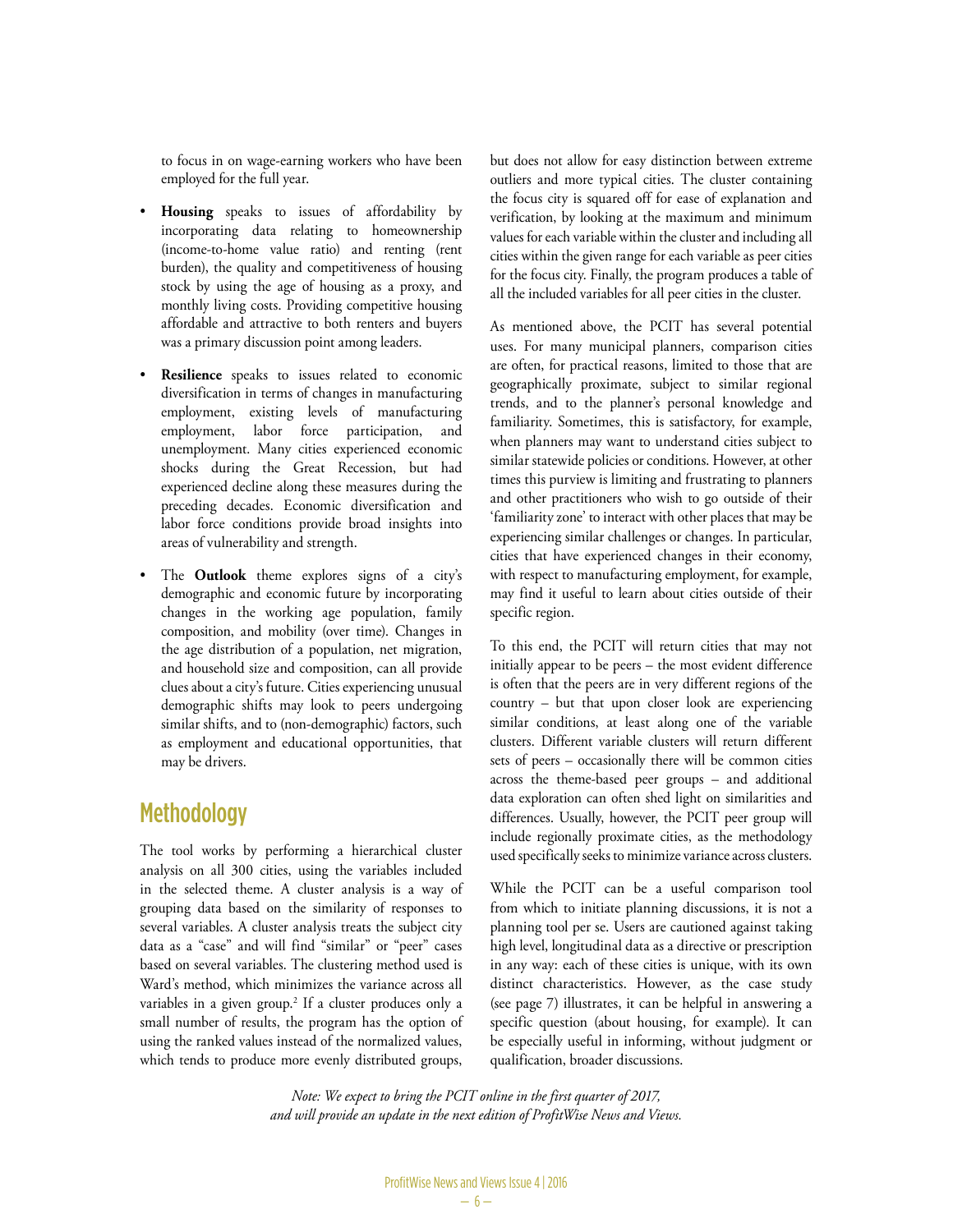to focus in on wage-earning workers who have been employed for the full year.

- **Housing** speaks to issues of affordability by incorporating data relating to homeownership (income-to-home value ratio) and renting (rent burden), the quality and competitiveness of housing stock by using the age of housing as a proxy, and monthly living costs. Providing competitive housing affordable and attractive to both renters and buyers was a primary discussion point among leaders.
- **Resilience** speaks to issues related to economic diversification in terms of changes in manufacturing employment, existing levels of manufacturing employment, labor force participation, and unemployment. Many cities experienced economic shocks during the Great Recession, but had experienced decline along these measures during the preceding decades. Economic diversification and labor force conditions provide broad insights into areas of vulnerability and strength.
- The **Outlook** theme explores signs of a city's demographic and economic future by incorporating changes in the working age population, family composition, and mobility (over time). Changes in the age distribution of a population, net migration, and household size and composition, can all provide clues about a city's future. Cities experiencing unusual demographic shifts may look to peers undergoing similar shifts, and to (non-demographic) factors, such as employment and educational opportunities, that may be drivers.

## Methodology

The tool works by performing a hierarchical cluster analysis on all 300 cities, using the variables included in the selected theme. A cluster analysis is a way of grouping data based on the similarity of responses to several variables. A cluster analysis treats the subject city data as a "case" and will find "similar" or "peer" cases based on several variables. The clustering method used is Ward's method, which minimizes the variance across all variables in a given group.[2] If a cluster produces only a small number of results, the program has the option of using the ranked values instead of the normalized values, which tends to produce more evenly distributed groups, but does not allow for easy distinction between extreme outliers and more typical cities. The cluster containing the focus city is squared off for ease of explanation and verification, by looking at the maximum and minimum values for each variable within the cluster and including all cities within the given range for each variable as peer cities for the focus city. Finally, the program produces a table of all the included variables for all peer cities in the cluster.

As mentioned above, the PCIT has several potential uses. For many municipal planners, comparison cities are often, for practical reasons, limited to those that are geographically proximate, subject to similar regional trends, and to the planner's personal knowledge and familiarity. Sometimes, this is satisfactory, for example, when planners may want to understand cities subject to similar statewide policies or conditions. However, at other times this purview is limiting and frustrating to planners and other practitioners who wish to go outside of their 'familiarity zone' to interact with other places that may be experiencing similar challenges or changes. In particular, cities that have experienced changes in their economy, with respect to manufacturing employment, for example, may find it useful to learn about cities outside of their specific region.

To this end, the PCIT will return cities that may not initially appear to be peers – the most evident difference is often that the peers are in very different regions of the country – but that upon closer look are experiencing similar conditions, at least along one of the variable clusters. Different variable clusters will return different sets of peers – occasionally there will be common cities across the theme-based peer groups – and additional data exploration can often shed light on similarities and differences. Usually, however, the PCIT peer group will include regionally proximate cities, as the methodology used specifically seeks to minimize variance across clusters.

While the PCIT can be a useful comparison tool from which to initiate planning discussions, it is not a planning tool per se. Users are cautioned against taking high level, longitudinal data as a directive or prescription in any way: each of these cities is unique, with its own distinct characteristics. However, as the case study (see page 7) illustrates, it can be helpful in answering a specific question (about housing, for example). It can be especially useful in informing, without judgment or qualification, broader discussions.

*Note: We expect to bring the PCIT online in the first quarter of 2017, and will provide an update in the next edition of ProfitWise News and Views.*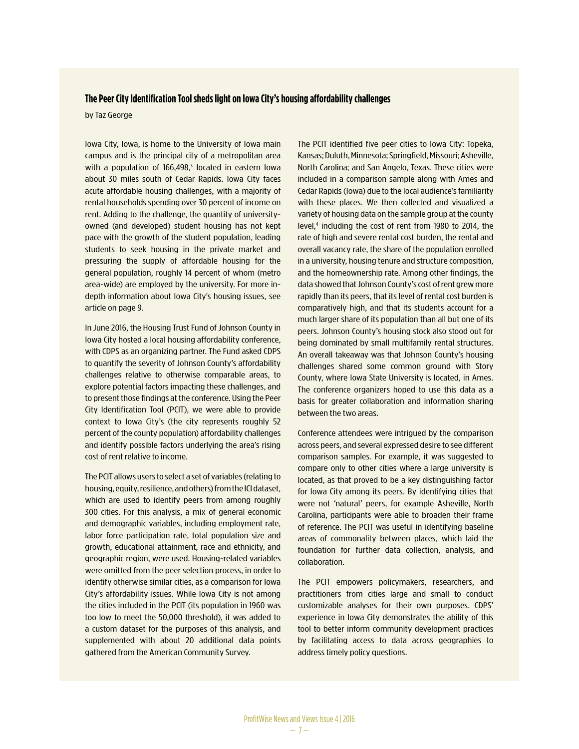### The Peer City Identification Tool sheds light on Iowa City's housing affordability challenges

by Taz George

Iowa City, Iowa, is home to the University of Iowa main campus and is the principal city of a metropolitan area with a population of 166,498,[3] located in eastern Iowa about 30 miles south of Cedar Rapids. Iowa City faces acute affordable housing challenges, with a majority of rental households spending over 30 percent of income on rent. Adding to the challenge, the quantity of university-owned (and developed) student housing has not kept pace with the growth of the student population, leading students to seek housing in the private market and pressuring the supply of affordable housing for the general population, roughly 14 percent of whom (metro area-wide) are employed by the university. For more in-depth information about Iowa City's housing issues, see article on page 9.

In June 2016, the Housing Trust Fund of Johnson County in Iowa City hosted a local housing affordability conference, with CDPS as an organizing partner. The Fund asked CDPS to quantify the severity of Johnson County's affordability challenges relative to otherwise comparable areas, to explore potential factors impacting these challenges, and to present those findings at the conference. Using the Peer City Identification Tool (PCIT), we were able to provide context to Iowa City's (the city represents roughly 52 percent of the county population) affordability challenges and identify possible factors underlying the area's rising cost of rent relative to income.

The PCIT allows users to select a set of variables (relating to housing, equity, resilience, and others) from the ICI dataset, which are used to identify peers from among roughly 300 cities. For this analysis, a mix of general economic and demographic variables, including employment rate, labor force participation rate, total population size and growth, educational attainment, race and ethnicity, and geographic region, were used. Housing-related variables were omitted from the peer selection process, in order to identify otherwise similar cities, as a comparison for Iowa City's affordability issues. While Iowa City is not among the cities included in the PCIT (its population in 1960 was too low to meet the 50,000 threshold), it was added to a custom dataset for the purposes of this analysis, and supplemented with about 20 additional data points gathered from the American Community Survey.

The PCIT identified five peer cities to Iowa City: Topeka, Kansas; Duluth, Minnesota; Springfield, Missouri; Asheville, North Carolina; and San Angelo, Texas. These cities were included in a comparison sample along with Ames and Cedar Rapids (Iowa) due to the local audience's familiarity with these places. We then collected and visualized a variety of housing data on the sample group at the county level,[4] including the cost of rent from 1980 to 2014, the rate of high and severe rental cost burden, the rental and overall vacancy rate, the share of the population enrolled in a university, housing tenure and structure composition, and the homeownership rate. Among other findings, the data showed that Johnson County's cost of rent grew more rapidly than its peers, that its level of rental cost burden is comparatively high, and that its students account for a much larger share of its population than all but one of its peers. Johnson County's housing stock also stood out for being dominated by small multifamily rental structures. An overall takeaway was that Johnson County's housing challenges shared some common ground with Story County, where Iowa State University is located, in Ames. The conference organizers hoped to use this data as a basis for greater collaboration and information sharing between the two areas.

Conference attendees were intrigued by the comparison across peers, and several expressed desire to see different comparison samples. For example, it was suggested to compare only to other cities where a large university is located, as that proved to be a key distinguishing factor for Iowa City among its peers. By identifying cities that were not 'natural' peers, for example Asheville, North Carolina, participants were able to broaden their frame of reference. The PCIT was useful in identifying baseline areas of commonality between places, which laid the foundation for further data collection, analysis, and collaboration.

The PCIT empowers policymakers, researchers, and practitioners from cities large and small to conduct customizable analyses for their own purposes. CDPS' experience in Iowa City demonstrates the ability of this tool to better inform community development practices by facilitating access to data across geographies to address timely policy questions.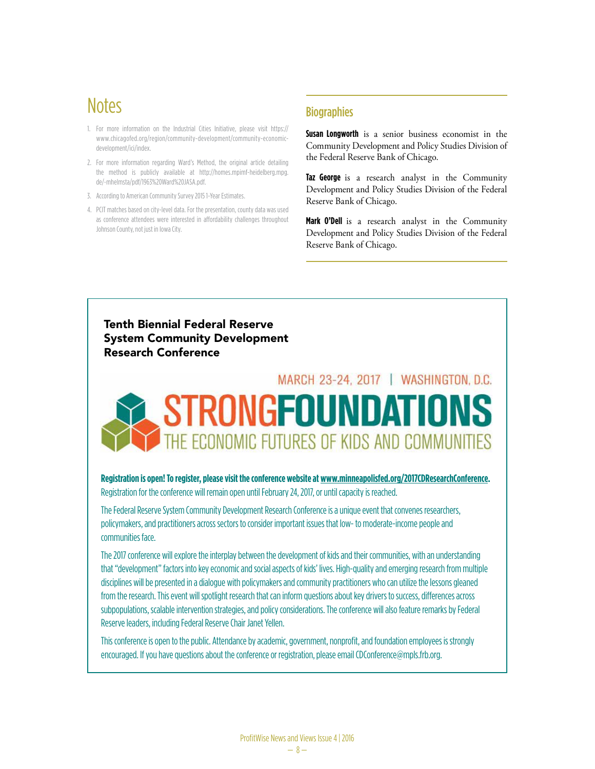# Notes

1. For more information on the Industrial Cities Initiative, please visit https://www.chicagofed.org/region/community-development/community-economic-development/ici/index.
2. For more information regarding Ward's Method, the original article detailing the method is publicly available at http://homes.mpimf-heidelberg.mpg.de/-mhelmsta/pdf/1963%20Ward%20JASA.pdf.
3. According to American Community Survey 2015 1-Year Estimates.
4. PCIT matches based on city-level data. For the presentation, county data was used as conference attendees were interested in affordability challenges throughout Johnson County, not just in Iowa City.

## Biographies

**Susan Longworth** is a senior business economist in the Community Development and Policy Studies Division of the Federal Reserve Bank of Chicago.

**Taz George** is a research analyst in the Community Development and Policy Studies Division of the Federal Reserve Bank of Chicago.

**Mark O'Dell** is a research analyst in the Community Development and Policy Studies Division of the Federal Reserve Bank of Chicago.

## Tenth Biennial Federal Reserve System Community Development Research Conference

MARCH 23-24, 2017 | WASHINGTON, D.C.

**STRONGFOUNDATIONS**

THE ECONOMIC FUTURES OF KIDS AND COMMUNITIES

**Registration is open! To register, please visit the conference website at www.minneapolisfed.org/2017CDResearchConference.** Registration for the conference will remain open until February 24, 2017, or until capacity is reached.

The Federal Reserve System Community Development Research Conference is a unique event that convenes researchers, policymakers, and practitioners across sectors to consider important issues that low- to moderate-income people and communities face.

The 2017 conference will explore the interplay between the development of kids and their communities, with an understanding that "development" factors into key economic and social aspects of kids' lives. High-quality and emerging research from multiple disciplines will be presented in a dialogue with policymakers and community practitioners who can utilize the lessons gleaned from the research. This event will spotlight research that can inform questions about key drivers to success, differences across subpopulations, scalable intervention strategies, and policy considerations. The conference will also feature remarks by Federal Reserve leaders, including Federal Reserve Chair Janet Yellen.

This conference is open to the public. Attendance by academic, government, nonprofit, and foundation employees is strongly encouraged. If you have questions about the conference or registration, please email CDConference@mpls.frb.org.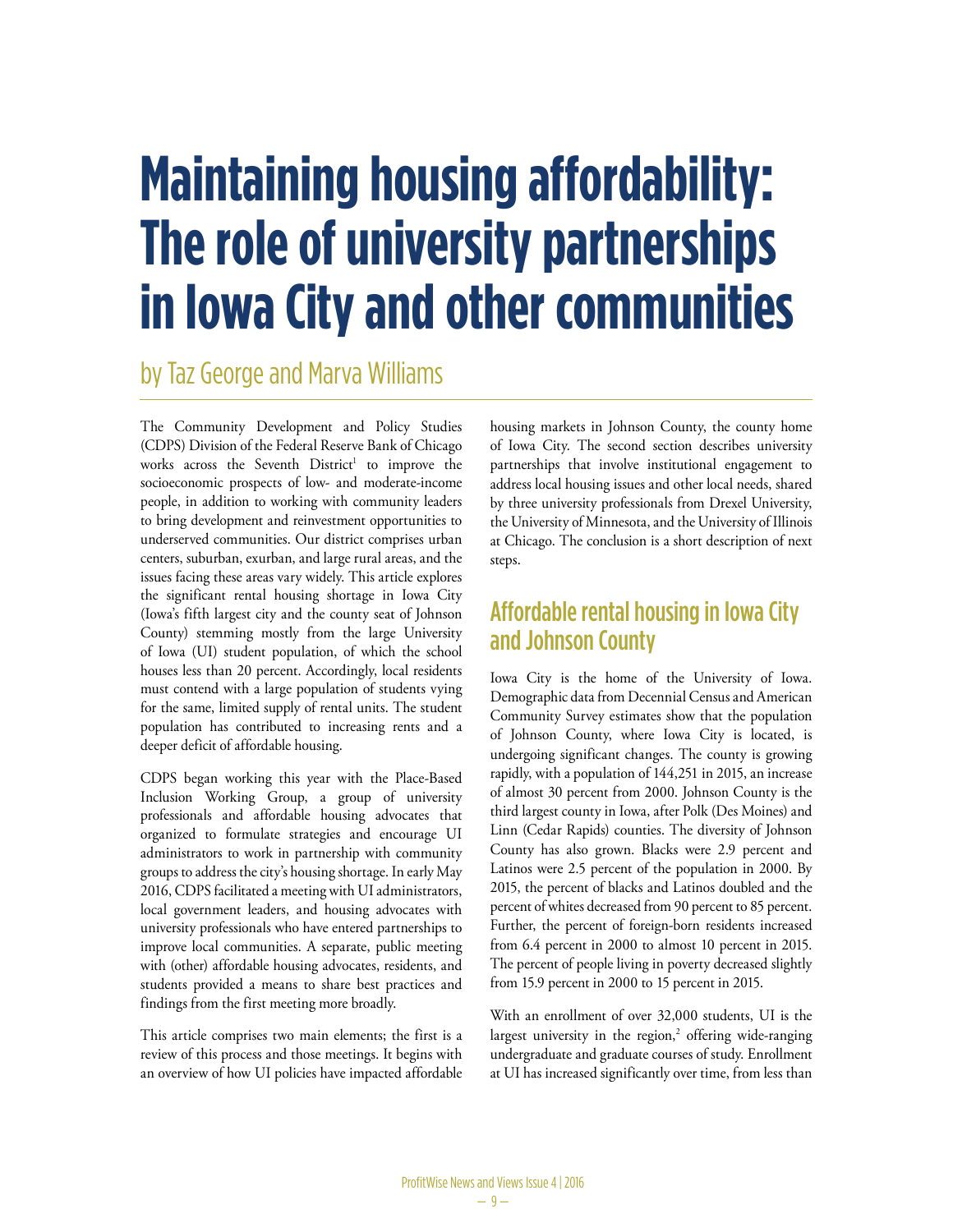# Maintaining housing affordability: The role of university partnerships in Iowa City and other communities

by Taz George and Marva Williams

The Community Development and Policy Studies (CDPS) Division of the Federal Reserve Bank of Chicago works across the Seventh District[1] to improve the socioeconomic prospects of low- and moderate-income people, in addition to working with community leaders to bring development and reinvestment opportunities to underserved communities. Our district comprises urban centers, suburban, exurban, and large rural areas, and the issues facing these areas vary widely. This article explores the significant rental housing shortage in Iowa City (Iowa's fifth largest city and the county seat of Johnson County) stemming mostly from the large University of Iowa (UI) student population, of which the school houses less than 20 percent. Accordingly, local residents must contend with a large population of students vying for the same, limited supply of rental units. The student population has contributed to increasing rents and a deeper deficit of affordable housing.

CDPS began working this year with the Place-Based Inclusion Working Group, a group of university professionals and affordable housing advocates that organized to formulate strategies and encourage UI administrators to work in partnership with community groups to address the city's housing shortage. In early May 2016, CDPS facilitated a meeting with UI administrators, local government leaders, and housing advocates with university professionals who have entered partnerships to improve local communities. A separate, public meeting with (other) affordable housing advocates, residents, and students provided a means to share best practices and findings from the first meeting more broadly.

This article comprises two main elements; the first is a review of this process and those meetings. It begins with an overview of how UI policies have impacted affordable housing markets in Johnson County, the county home of Iowa City. The second section describes university partnerships that involve institutional engagement to address local housing issues and other local needs, shared by three university professionals from Drexel University, the University of Minnesota, and the University of Illinois at Chicago. The conclusion is a short description of next steps.

## Affordable rental housing in Iowa City and Johnson County

Iowa City is the home of the University of Iowa. Demographic data from Decennial Census and American Community Survey estimates show that the population of Johnson County, where Iowa City is located, is undergoing significant changes. The county is growing rapidly, with a population of 144,251 in 2015, an increase of almost 30 percent from 2000. Johnson County is the third largest county in Iowa, after Polk (Des Moines) and Linn (Cedar Rapids) counties. The diversity of Johnson County has also grown. Blacks were 2.9 percent and Latinos were 2.5 percent of the population in 2000. By 2015, the percent of blacks and Latinos doubled and the percent of whites decreased from 90 percent to 85 percent. Further, the percent of foreign-born residents increased from 6.4 percent in 2000 to almost 10 percent in 2015. The percent of people living in poverty decreased slightly from 15.9 percent in 2000 to 15 percent in 2015.

With an enrollment of over 32,000 students, UI is the largest university in the region,[2] offering wide-ranging undergraduate and graduate courses of study. Enrollment at UI has increased significantly over time, from less than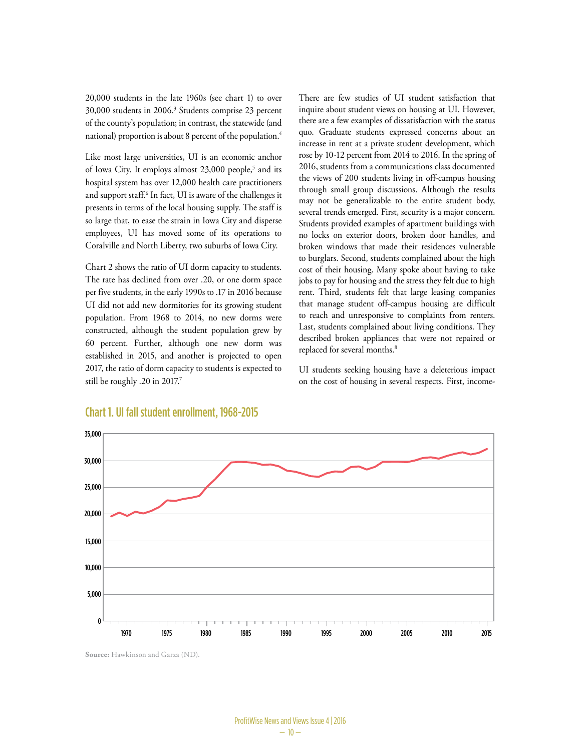20,000 students in the late 1960s (see chart 1) to over 30,000 students in 2006.[3] Students comprise 23 percent of the county's population; in contrast, the statewide (and national) proportion is about 8 percent of the population.[4]

Like most large universities, UI is an economic anchor of Iowa City. It employs almost 23,000 people,[5] and its hospital system has over 12,000 health care practitioners and support staff.[6] In fact, UI is aware of the challenges it presents in terms of the local housing supply. The staff is so large that, to ease the strain in Iowa City and disperse employees, UI has moved some of its operations to Coralville and North Liberty, two suburbs of Iowa City.

Chart 2 shows the ratio of UI dorm capacity to students. The rate has declined from over .20, or one dorm space per five students, in the early 1990s to .17 in 2016 because UI did not add new dormitories for its growing student population. From 1968 to 2014, no new dorms were constructed, although the student population grew by 60 percent. Further, although one new dorm was established in 2015, and another is projected to open 2017, the ratio of dorm capacity to students is expected to still be roughly .20 in 2017.[7]

There are few studies of UI student satisfaction that inquire about student views on housing at UI. However, there are a few examples of dissatisfaction with the status quo. Graduate students expressed concerns about an increase in rent at a private student development, which rose by 10-12 percent from 2014 to 2016. In the spring of 2016, students from a communications class documented the views of 200 students living in off-campus housing through small group discussions. Although the results may not be generalizable to the entire student body, several trends emerged. First, security is a major concern. Students provided examples of apartment buildings with no locks on exterior doors, broken door handles, and broken windows that made their residences vulnerable to burglars. Second, students complained about the high cost of their housing. Many spoke about having to take jobs to pay for housing and the stress they felt due to high rent. Third, students felt that large leasing companies that manage student off-campus housing are difficult to reach and unresponsive to complaints from renters. Last, students complained about living conditions. They described broken appliances that were not repaired or replaced for several months.[8]

UI students seeking housing have a deleterious impact on the cost of housing in several respects. First, income-

## Chart 1. UI fall student enrollment, 1968-2015

Source: Hawkinson and Garza (ND).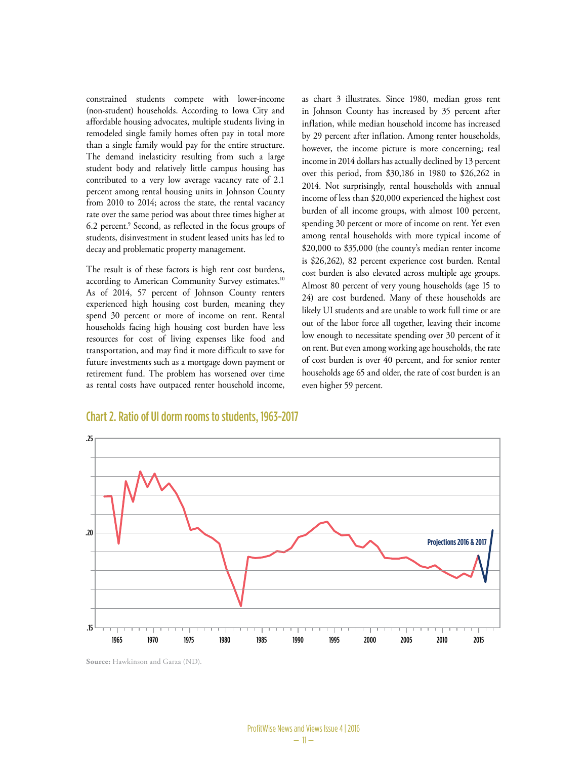constrained students compete with lower-income (non-student) households. According to Iowa City and affordable housing advocates, multiple students living in remodeled single family homes often pay in total more than a single family would pay for the entire structure. The demand inelasticity resulting from such a large student body and relatively little campus housing has contributed to a very low average vacancy rate of 2.1 percent among rental housing units in Johnson County from 2010 to 2014; across the state, the rental vacancy rate over the same period was about three times higher at 6.2 percent.[9] Second, as reflected in the focus groups of students, disinvestment in student leased units has led to decay and problematic property management.

The result is of these factors is high rent cost burdens, according to American Community Survey estimates.[10] As of 2014, 57 percent of Johnson County renters experienced high housing cost burden, meaning they spend 30 percent or more of income on rent. Rental households facing high housing cost burden have less resources for cost of living expenses like food and transportation, and may find it more difficult to save for future investments such as a mortgage down payment or retirement fund. The problem has worsened over time as rental costs have outpaced renter household income, as chart 3 illustrates. Since 1980, median gross rent in Johnson County has increased by 35 percent after inflation, while median household income has increased by 29 percent after inflation. Among renter households, however, the income picture is more concerning; real income in 2014 dollars has actually declined by 13 percent over this period, from $30,186 in 1980 to $26,262 in 2014. Not surprisingly, rental households with annual income of less than $20,000 experienced the highest cost burden of all income groups, with almost 100 percent, spending 30 percent or more of income on rent. Yet even among rental households with more typical income of $20,000 to $35,000 (the county's median renter income is $26,262), 82 percent experience cost burden. Rental cost burden is also elevated across multiple age groups. Almost 80 percent of very young households (age 15 to 24) are cost burdened. Many of these households are likely UI students and are unable to work full time or are out of the labor force all together, leaving their income low enough to necessitate spending over 30 percent of it on rent. But even among working age households, the rate of cost burden is over 40 percent, and for senior renter households age 65 and older, the rate of cost burden is an even higher 59 percent.

## Chart 2. Ratio of UI dorm rooms to students, 1963–2017

**Source:** Hawkinson and Garza (ND).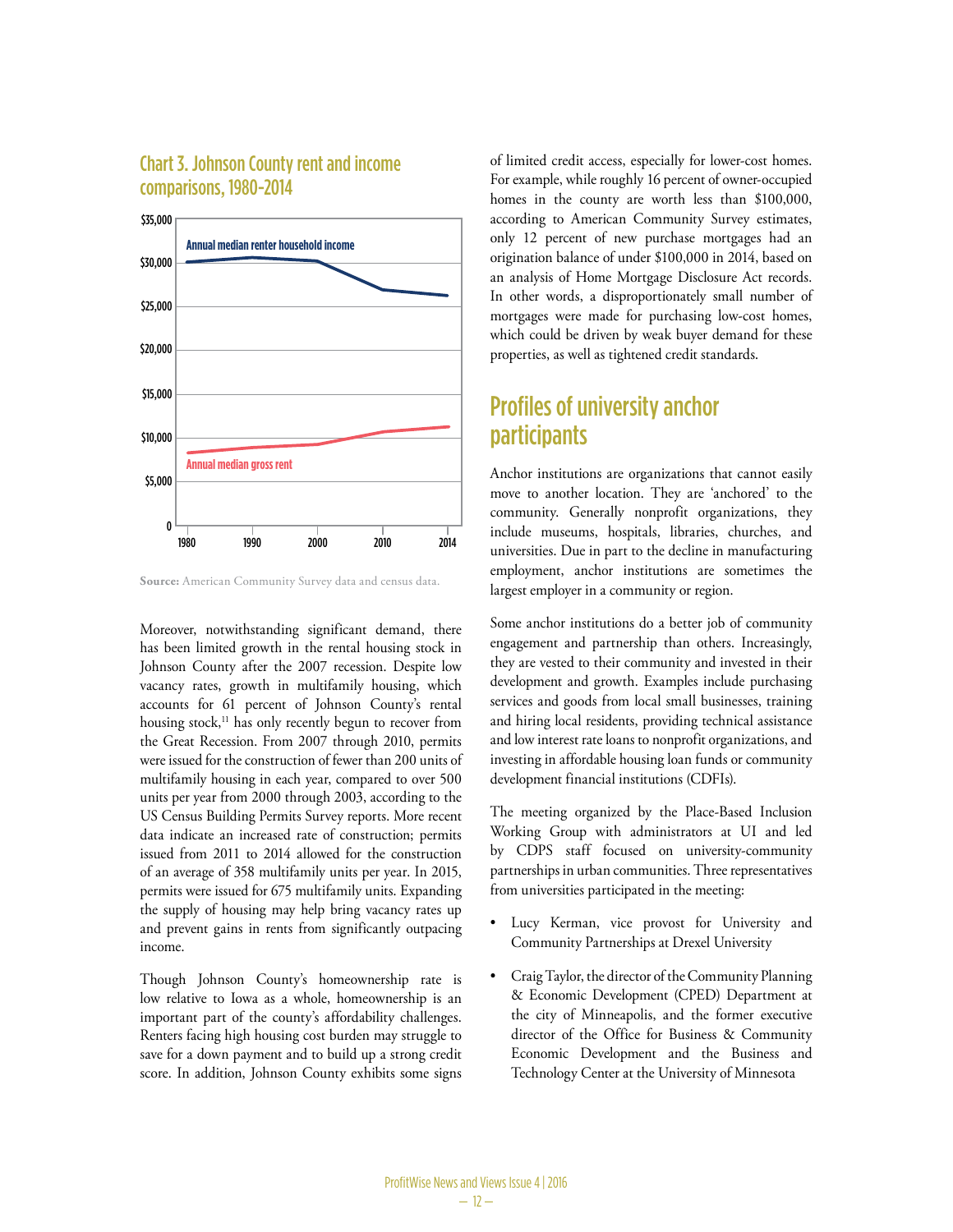## Chart 3. Johnson County rent and income comparisons, 1980-2014

Annual median renter household income

Annual median gross rent

Source: American Community Survey data and census data.

Moreover, notwithstanding significant demand, there has been limited growth in the rental housing stock in Johnson County after the 2007 recession. Despite low vacancy rates, growth in multifamily housing, which accounts for 61 percent of Johnson County's rental housing stock,[11] has only recently begun to recover from the Great Recession. From 2007 through 2010, permits were issued for the construction of fewer than 200 units of multifamily housing in each year, compared to over 500 units per year from 2000 through 2003, according to the US Census Building Permits Survey reports. More recent data indicate an increased rate of construction; permits issued from 2011 to 2014 allowed for the construction of an average of 358 multifamily units per year. In 2015, permits were issued for 675 multifamily units. Expanding the supply of housing may help bring vacancy rates up and prevent gains in rents from significantly outpacing income.

Though Johnson County's homeownership rate is low relative to Iowa as a whole, homeownership is an important part of the county's affordability challenges. Renters facing high housing cost burden may struggle to save for a down payment and to build up a strong credit score. In addition, Johnson County exhibits some signs of limited credit access, especially for lower-cost homes. For example, while roughly 16 percent of owner-occupied homes in the county are worth less than $100,000, according to American Community Survey estimates, only 12 percent of new purchase mortgages had an origination balance of under $100,000 in 2014, based on an analysis of Home Mortgage Disclosure Act records. In other words, a disproportionately small number of mortgages were made for purchasing low-cost homes, which could be driven by weak buyer demand for these properties, as well as tightened credit standards.

## Profiles of university anchor participants

Anchor institutions are organizations that cannot easily move to another location. They are 'anchored' to the community. Generally nonprofit organizations, they include museums, hospitals, libraries, churches, and universities. Due in part to the decline in manufacturing employment, anchor institutions are sometimes the largest employer in a community or region.

Some anchor institutions do a better job of community engagement and partnership than others. Increasingly, they are vested to their community and invested in their development and growth. Examples include purchasing services and goods from local small businesses, training and hiring local residents, providing technical assistance and low interest rate loans to nonprofit organizations, and investing in affordable housing loan funds or community development financial institutions (CDFIs).

The meeting organized by the Place-Based Inclusion Working Group with administrators at UI and led by CDPS staff focused on university-community partnerships in urban communities. Three representatives from universities participated in the meeting:

- Lucy Kerman, vice provost for University and Community Partnerships at Drexel University
- Craig Taylor, the director of the Community Planning & Economic Development (CPED) Department at the city of Minneapolis, and the former executive director of the Office for Business & Community Economic Development and the Business and Technology Center at the University of Minnesota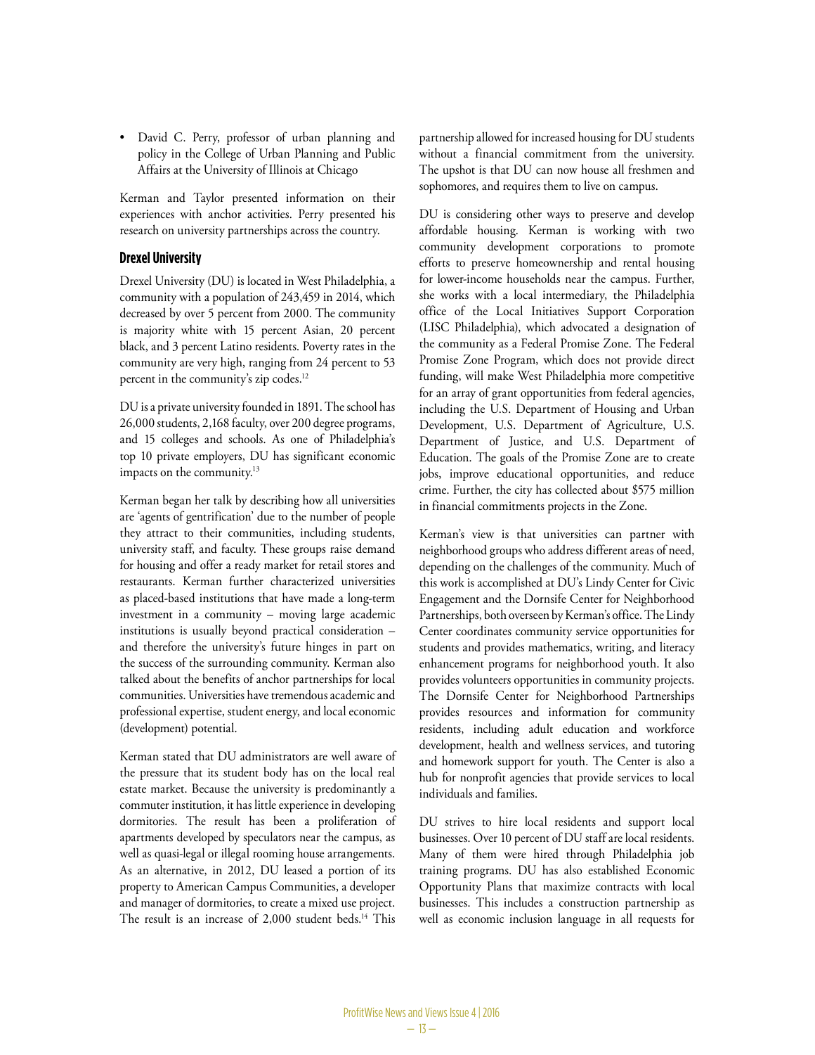- David C. Perry, professor of urban planning and policy in the College of Urban Planning and Public Affairs at the University of Illinois at Chicago

Kerman and Taylor presented information on their experiences with anchor activities. Perry presented his research on university partnerships across the country.

### Drexel University

Drexel University (DU) is located in West Philadelphia, a community with a population of 243,459 in 2014, which decreased by over 5 percent from 2000. The community is majority white with 15 percent Asian, 20 percent black, and 3 percent Latino residents. Poverty rates in the community are very high, ranging from 24 percent to 53 percent in the community's zip codes.[12]

DU is a private university founded in 1891. The school has 26,000 students, 2,168 faculty, over 200 degree programs, and 15 colleges and schools. As one of Philadelphia's top 10 private employers, DU has significant economic impacts on the community.[13]

Kerman began her talk by describing how all universities are 'agents of gentrification' due to the number of people they attract to their communities, including students, university staff, and faculty. These groups raise demand for housing and offer a ready market for retail stores and restaurants. Kerman further characterized universities as placed-based institutions that have made a long-term investment in a community – moving large academic institutions is usually beyond practical consideration – and therefore the university's future hinges in part on the success of the surrounding community. Kerman also talked about the benefits of anchor partnerships for local communities. Universities have tremendous academic and professional expertise, student energy, and local economic (development) potential.

Kerman stated that DU administrators are well aware of the pressure that its student body has on the local real estate market. Because the university is predominantly a commuter institution, it has little experience in developing dormitories. The result has been a proliferation of apartments developed by speculators near the campus, as well as quasi-legal or illegal rooming house arrangements. As an alternative, in 2012, DU leased a portion of its property to American Campus Communities, a developer and manager of dormitories, to create a mixed use project. The result is an increase of 2,000 student beds.[14] This partnership allowed for increased housing for DU students without a financial commitment from the university. The upshot is that DU can now house all freshmen and sophomores, and requires them to live on campus.

DU is considering other ways to preserve and develop affordable housing. Kerman is working with two community development corporations to promote efforts to preserve homeownership and rental housing for lower-income households near the campus. Further, she works with a local intermediary, the Philadelphia office of the Local Initiatives Support Corporation (LISC Philadelphia), which advocated a designation of the community as a Federal Promise Zone. The Federal Promise Zone Program, which does not provide direct funding, will make West Philadelphia more competitive for an array of grant opportunities from federal agencies, including the U.S. Department of Housing and Urban Development, U.S. Department of Agriculture, U.S. Department of Justice, and U.S. Department of Education. The goals of the Promise Zone are to create jobs, improve educational opportunities, and reduce crime. Further, the city has collected about $575 million in financial commitments projects in the Zone.

Kerman's view is that universities can partner with neighborhood groups who address different areas of need, depending on the challenges of the community. Much of this work is accomplished at DU's Lindy Center for Civic Engagement and the Dornsife Center for Neighborhood Partnerships, both overseen by Kerman's office. The Lindy Center coordinates community service opportunities for students and provides mathematics, writing, and literacy enhancement programs for neighborhood youth. It also provides volunteers opportunities in community projects. The Dornsife Center for Neighborhood Partnerships provides resources and information for community residents, including adult education and workforce development, health and wellness services, and tutoring and homework support for youth. The Center is also a hub for nonprofit agencies that provide services to local individuals and families.

DU strives to hire local residents and support local businesses. Over 10 percent of DU staff are local residents. Many of them were hired through Philadelphia job training programs. DU has also established Economic Opportunity Plans that maximize contracts with local businesses. This includes a construction partnership as well as economic inclusion language in all requests for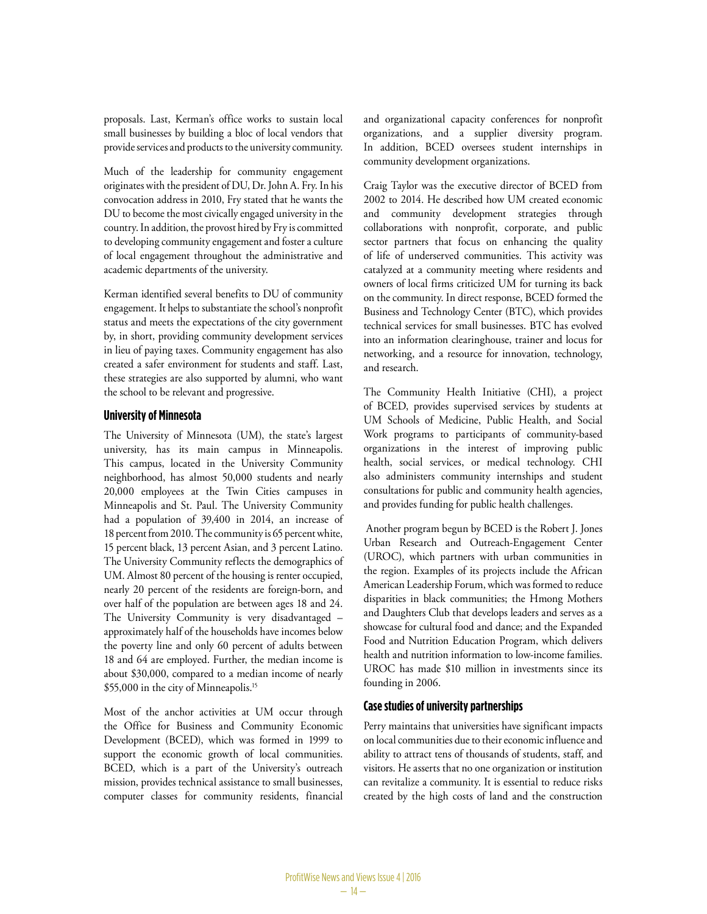proposals. Last, Kerman's office works to sustain local small businesses by building a bloc of local vendors that provide services and products to the university community.

Much of the leadership for community engagement originates with the president of DU, Dr. John A. Fry. In his convocation address in 2010, Fry stated that he wants the DU to become the most civically engaged university in the country. In addition, the provost hired by Fry is committed to developing community engagement and foster a culture of local engagement throughout the administrative and academic departments of the university.

Kerman identified several benefits to DU of community engagement. It helps to substantiate the school's nonprofit status and meets the expectations of the city government by, in short, providing community development services in lieu of paying taxes. Community engagement has also created a safer environment for students and staff. Last, these strategies are also supported by alumni, who want the school to be relevant and progressive.

### University of Minnesota

The University of Minnesota (UM), the state's largest university, has its main campus in Minneapolis. This campus, located in the University Community neighborhood, has almost 50,000 students and nearly 20,000 employees at the Twin Cities campuses in Minneapolis and St. Paul. The University Community had a population of 39,400 in 2014, an increase of 18 percent from 2010. The community is 65 percent white, 15 percent black, 13 percent Asian, and 3 percent Latino. The University Community reflects the demographics of UM. Almost 80 percent of the housing is renter occupied, nearly 20 percent of the residents are foreign-born, and over half of the population are between ages 18 and 24. The University Community is very disadvantaged – approximately half of the households have incomes below the poverty line and only 60 percent of adults between 18 and 64 are employed. Further, the median income is about $30,000, compared to a median income of nearly $55,000 in the city of Minneapolis.[15]

Most of the anchor activities at UM occur through the Office for Business and Community Economic Development (BCED), which was formed in 1999 to support the economic growth of local communities. BCED, which is a part of the University's outreach mission, provides technical assistance to small businesses, computer classes for community residents, financial and organizational capacity conferences for nonprofit organizations, and a supplier diversity program. In addition, BCED oversees student internships in community development organizations.

Craig Taylor was the executive director of BCED from 2002 to 2014. He described how UM created economic and community development strategies through collaborations with nonprofit, corporate, and public sector partners that focus on enhancing the quality of life of underserved communities. This activity was catalyzed at a community meeting where residents and owners of local firms criticized UM for turning its back on the community. In direct response, BCED formed the Business and Technology Center (BTC), which provides technical services for small businesses. BTC has evolved into an information clearinghouse, trainer and locus for networking, and a resource for innovation, technology, and research.

The Community Health Initiative (CHI), a project of BCED, provides supervised services by students at UM Schools of Medicine, Public Health, and Social Work programs to participants of community-based organizations in the interest of improving public health, social services, or medical technology. CHI also administers community internships and student consultations for public and community health agencies, and provides funding for public health challenges.

Another program begun by BCED is the Robert J. Jones Urban Research and Outreach-Engagement Center (UROC), which partners with urban communities in the region. Examples of its projects include the African American Leadership Forum, which was formed to reduce disparities in black communities; the Hmong Mothers and Daughters Club that develops leaders and serves as a showcase for cultural food and dance; and the Expanded Food and Nutrition Education Program, which delivers health and nutrition information to low-income families. UROC has made $10 million in investments since its founding in 2006.

### Case studies of university partnerships

Perry maintains that universities have significant impacts on local communities due to their economic influence and ability to attract tens of thousands of students, staff, and visitors. He asserts that no one organization or institution can revitalize a community. It is essential to reduce risks created by the high costs of land and the construction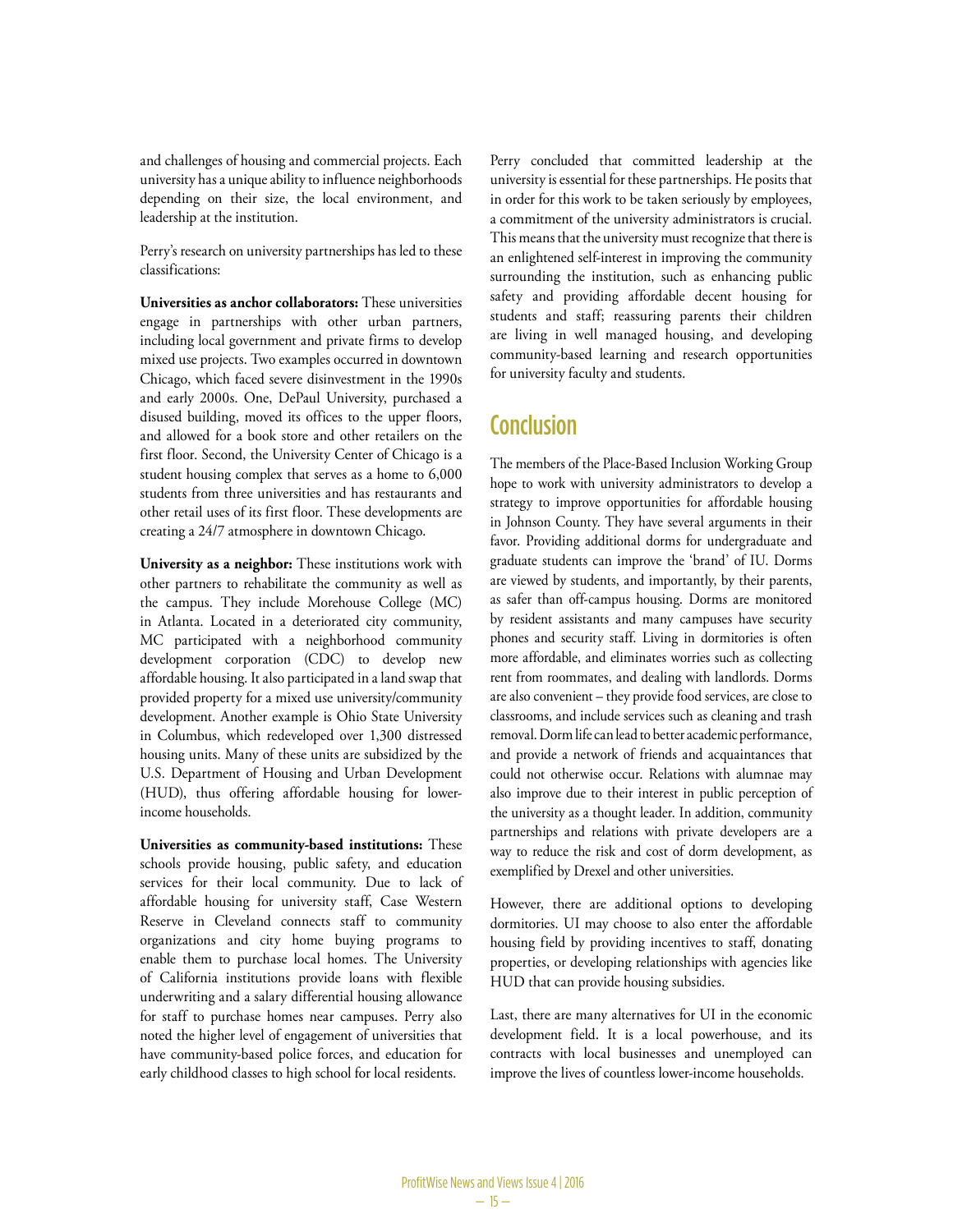and challenges of housing and commercial projects. Each university has a unique ability to influence neighborhoods depending on their size, the local environment, and leadership at the institution.

Perry's research on university partnerships has led to these classifications:

**Universities as anchor collaborators:** These universities engage in partnerships with other urban partners, including local government and private firms to develop mixed use projects. Two examples occurred in downtown Chicago, which faced severe disinvestment in the 1990s and early 2000s. One, DePaul University, purchased a disused building, moved its offices to the upper floors, and allowed for a book store and other retailers on the first floor. Second, the University Center of Chicago is a student housing complex that serves as a home to 6,000 students from three universities and has restaurants and other retail uses of its first floor. These developments are creating a 24/7 atmosphere in downtown Chicago.

**University as a neighbor:** These institutions work with other partners to rehabilitate the community as well as the campus. They include Morehouse College (MC) in Atlanta. Located in a deteriorated city community, MC participated with a neighborhood community development corporation (CDC) to develop new affordable housing. It also participated in a land swap that provided property for a mixed use university/community development. Another example is Ohio State University in Columbus, which redeveloped over 1,300 distressed housing units. Many of these units are subsidized by the U.S. Department of Housing and Urban Development (HUD), thus offering affordable housing for lower-income households.

**Universities as community-based institutions:** These schools provide housing, public safety, and education services for their local community. Due to lack of affordable housing for university staff, Case Western Reserve in Cleveland connects staff to community organizations and city home buying programs to enable them to purchase local homes. The University of California institutions provide loans with flexible underwriting and a salary differential housing allowance for staff to purchase homes near campuses. Perry also noted the higher level of engagement of universities that have community-based police forces, and education for early childhood classes to high school for local residents.

Perry concluded that committed leadership at the university is essential for these partnerships. He posits that in order for this work to be taken seriously by employees, a commitment of the university administrators is crucial. This means that the university must recognize that there is an enlightened self-interest in improving the community surrounding the institution, such as enhancing public safety and providing affordable decent housing for students and staff; reassuring parents their children are living in well managed housing, and developing community-based learning and research opportunities for university faculty and students.

## Conclusion

The members of the Place-Based Inclusion Working Group hope to work with university administrators to develop a strategy to improve opportunities for affordable housing in Johnson County. They have several arguments in their favor. Providing additional dorms for undergraduate and graduate students can improve the 'brand' of IU. Dorms are viewed by students, and importantly, by their parents, as safer than off-campus housing. Dorms are monitored by resident assistants and many campuses have security phones and security staff. Living in dormitories is often more affordable, and eliminates worries such as collecting rent from roommates, and dealing with landlords. Dorms are also convenient – they provide food services, are close to classrooms, and include services such as cleaning and trash removal. Dorm life can lead to better academic performance, and provide a network of friends and acquaintances that could not otherwise occur. Relations with alumnae may also improve due to their interest in public perception of the university as a thought leader. In addition, community partnerships and relations with private developers are a way to reduce the risk and cost of dorm development, as exemplified by Drexel and other universities.

However, there are additional options to developing dormitories. UI may choose to also enter the affordable housing field by providing incentives to staff, donating properties, or developing relationships with agencies like HUD that can provide housing subsidies.

Last, there are many alternatives for UI in the economic development field. It is a local powerhouse, and its contracts with local businesses and unemployed can improve the lives of countless lower-income households.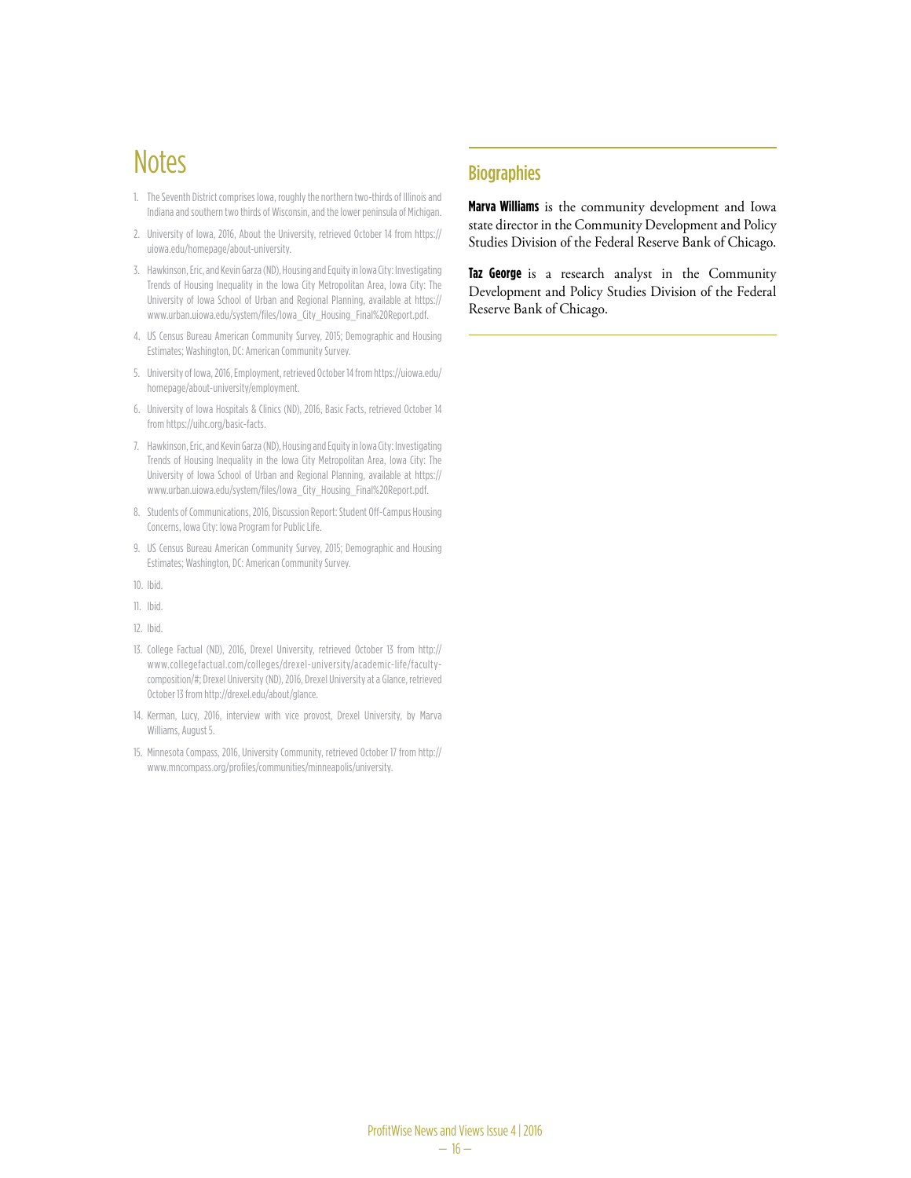# Notes

1. The Seventh District comprises Iowa, roughly the northern two-thirds of Illinois and Indiana and southern two thirds of Wisconsin, and the lower peninsula of Michigan.
2. University of Iowa, 2016, About the University, retrieved October 14 from https://uiowa.edu/homepage/about-university.
3. Hawkinson, Eric, and Kevin Garza (ND), Housing and Equity in Iowa City: Investigating Trends of Housing Inequality in the Iowa City Metropolitan Area, Iowa City: The University of Iowa School of Urban and Regional Planning, available at https://www.urban.uiowa.edu/system/files/Iowa_City_Housing_Final%20Report.pdf.
4. US Census Bureau American Community Survey, 2015; Demographic and Housing Estimates; Washington, DC: American Community Survey.
5. University of Iowa, 2016, Employment, retrieved October 14 from https://uiowa.edu/homepage/about-university/employment.
6. University of Iowa Hospitals & Clinics (ND), 2016, Basic Facts, retrieved October 14 from https://uihc.org/basic-facts.
7. Hawkinson, Eric, and Kevin Garza (ND), Housing and Equity in Iowa City: Investigating Trends of Housing Inequality in the Iowa City Metropolitan Area, Iowa City: The University of Iowa School of Urban and Regional Planning, available at https://www.urban.uiowa.edu/system/files/Iowa_City_Housing_Final%20Report.pdf.
8. Students of Communications, 2016, Discussion Report: Student Off-Campus Housing Concerns, Iowa City: Iowa Program for Public Life.
9. US Census Bureau American Community Survey, 2015; Demographic and Housing Estimates; Washington, DC: American Community Survey.
10. Ibid.
11. Ibid.
12. Ibid.
13. College Factual (ND), 2016, Drexel University, retrieved October 13 from http://www.collegefactual.com/colleges/drexel-university/academic-life/faculty-composition/#; Drexel University (ND), 2016, Drexel University at a Glance, retrieved October 13 from http://drexel.edu/about/glance.
14. Kerman, Lucy, 2016, interview with vice provost, Drexel University, by Marva Williams, August 5.
15. Minnesota Compass, 2016, University Community, retrieved October 17 from http://www.mncompass.org/profiles/communities/minneapolis/university.

## Biographies

**Marva Williams** is the community development and Iowa state director in the Community Development and Policy Studies Division of the Federal Reserve Bank of Chicago.

**Taz George** is a research analyst in the Community Development and Policy Studies Division of the Federal Reserve Bank of Chicago.